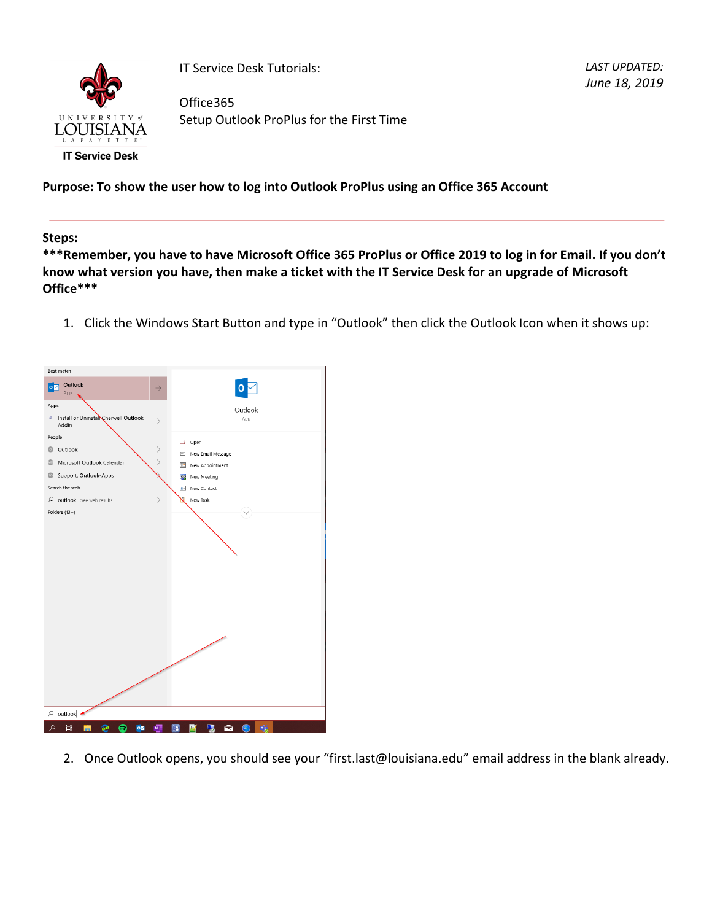IT Service Desk Tutorials:

Office365
Setup Outlook ProPlus for the First Time

*LAST UPDATED: June 18, 2019*

**Purpose: To show the user how to log into Outlook ProPlus using an Office 365 Account**

---

**Steps:**

**\*\*\*Remember, you have to have Microsoft Office 365 ProPlus or Office 2019 to log in for Email. If you don't know what version you have, then make a ticket with the IT Service Desk for an upgrade of Microsoft Office\*\*\***

1. Click the Windows Start Button and type in "Outlook" then click the Outlook Icon when it shows up:

2. Once Outlook opens, you should see your "first.last@louisiana.edu" email address in the blank already.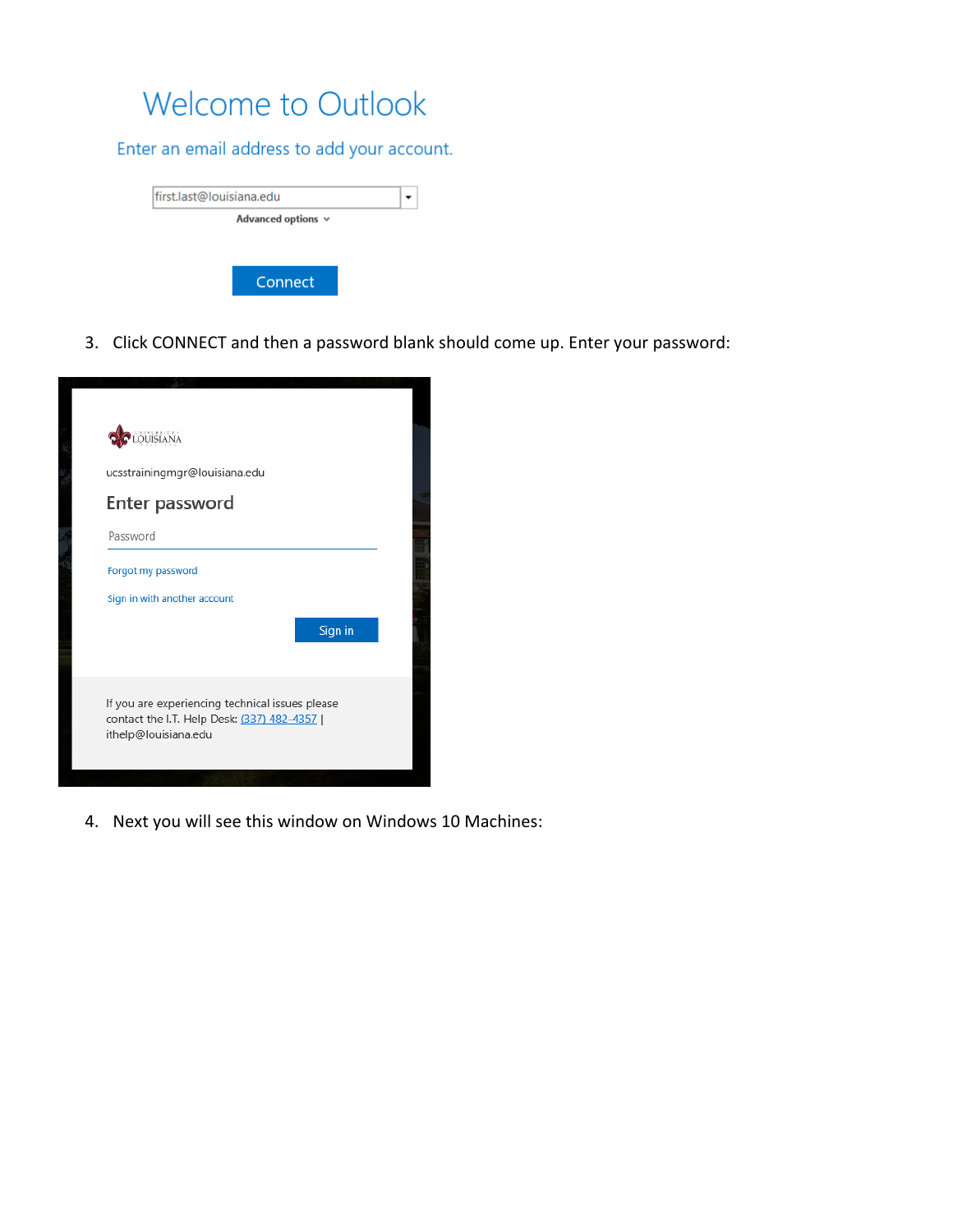Welcome to Outlook

Enter an email address to add your account.

first.last@louisiana.edu

Advanced options

Connect

3. Click CONNECT and then a password blank should come up. Enter your password:

ucsstrainingmgr@louisiana.edu

Enter password

Password

Forgot my password

Sign in with another account

Sign in

If you are experiencing technical issues please contact the I.T. Help Desk: (337) 482-4357 | ithelp@louisiana.edu

4. Next you will see this window on Windows 10 Machines: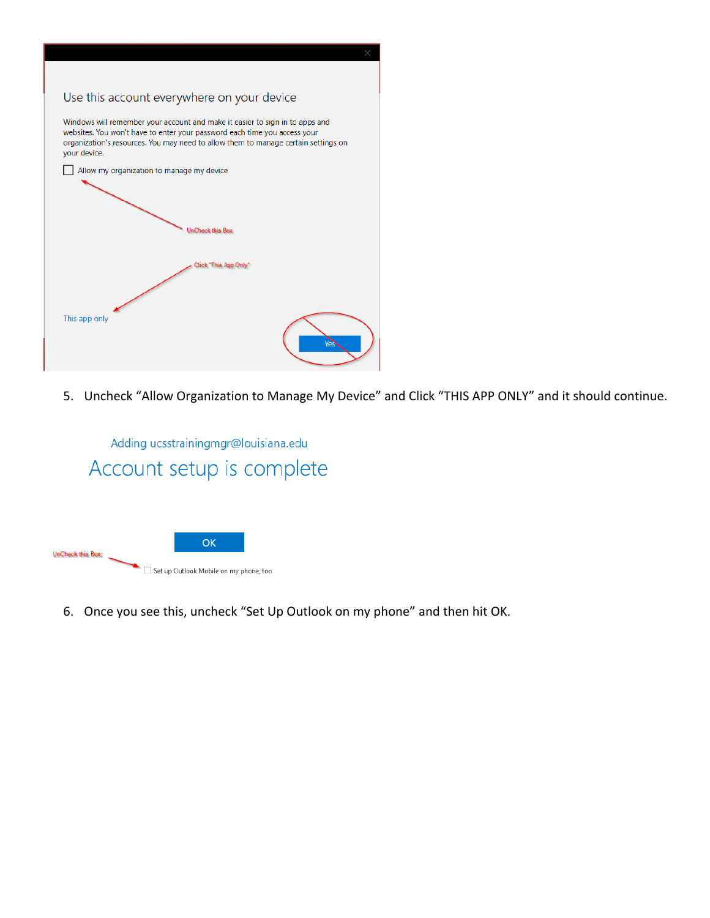Use this account everywhere on your device

Windows will remember your account and make it easier to sign in to apps and websites. You won't have to enter your password each time you access your organization's resources. You may need to allow them to manage certain settings on your device.

☐ Allow my organization to manage my device

UnCheck this Box

Click "This App Only"

This app only

Yes

5. Uncheck "Allow Organization to Manage My Device" and Click "THIS APP ONLY" and it should continue.

Adding ucsstrainingmgr@louisiana.edu

Account setup is complete

OK

UnCheck this Box

☐ Set up Outlook Mobile on my phone, too

6. Once you see this, uncheck "Set Up Outlook on my phone" and then hit OK.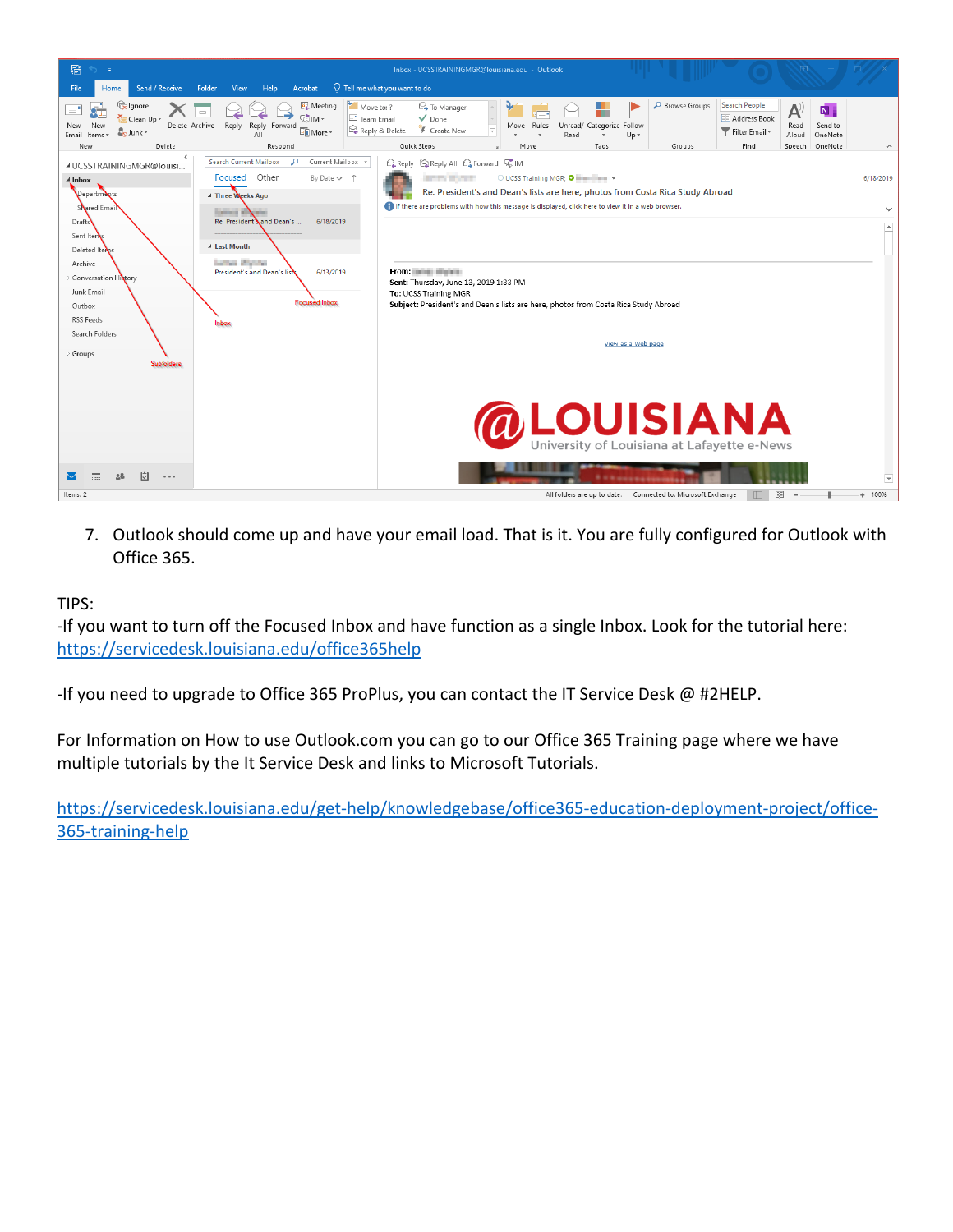7. Outlook should come up and have your email load. That is it. You are fully configured for Outlook with Office 365.

TIPS:

-If you want to turn off the Focused Inbox and have function as a single Inbox. Look for the tutorial here: https://servicedesk.louisiana.edu/office365help

-If you need to upgrade to Office 365 ProPlus, you can contact the IT Service Desk @ #2HELP.

For Information on How to use Outlook.com you can go to our Office 365 Training page where we have multiple tutorials by the It Service Desk and links to Microsoft Tutorials.

https://servicedesk.louisiana.edu/get-help/knowledgebase/office365-education-deployment-project/office-365-training-help